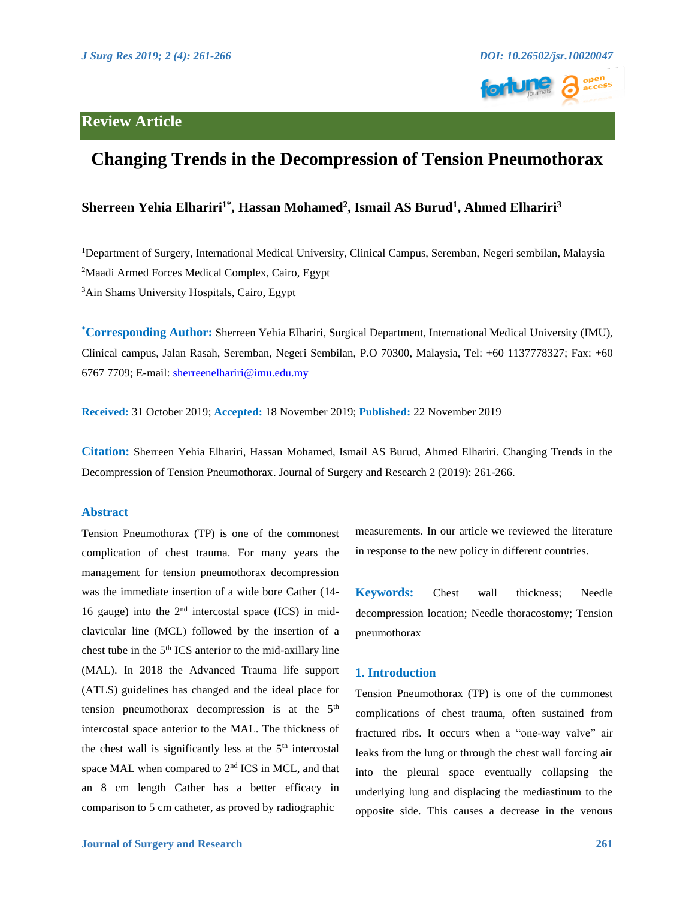## Review Article

# Changing Trends in the Decompression of Tension Pneumothorax

**Sherreen Yehia Elhariri[1*], Hassan Mohamed[2], Ismail AS Burud[1], Ahmed Elhariri[3]**

[1]Department of Surgery, International Medical University, Clinical Campus, Seremban, Negeri sembilan, Malaysia

[2]Maadi Armed Forces Medical Complex, Cairo, Egypt

[3]Ain Shams University Hospitals, Cairo, Egypt

**[*]Corresponding Author:** Sherreen Yehia Elhariri, Surgical Department, International Medical University (IMU), Clinical campus, Jalan Rasah, Seremban, Negeri Sembilan, P.O 70300, Malaysia, Tel: +60 1137778327; Fax: +60 6767 7709; E-mail: sherreenelhariri@imu.edu.my

**Received:** 31 October 2019; **Accepted:** 18 November 2019; **Published:** 22 November 2019

**Citation:** Sherreen Yehia Elhariri, Hassan Mohamed, Ismail AS Burud, Ahmed Elhariri. Changing Trends in the Decompression of Tension Pneumothorax. Journal of Surgery and Research 2 (2019): 261-266.

## Abstract

Tension Pneumothorax (TP) is one of the commonest complication of chest trauma. For many years the management for tension pneumothorax decompression was the immediate insertion of a wide bore Cather (14-16 gauge) into the 2nd intercostal space (ICS) in mid-clavicular line (MCL) followed by the insertion of a chest tube in the 5th ICS anterior to the mid-axillary line (MAL). In 2018 the Advanced Trauma life support (ATLS) guidelines has changed and the ideal place for tension pneumothorax decompression is at the 5th intercostal space anterior to the MAL. The thickness of the chest wall is significantly less at the 5th intercostal space MAL when compared to 2nd ICS in MCL, and that an 8 cm length Cather has a better efficacy in comparison to 5 cm catheter, as proved by radiographic measurements. In our article we reviewed the literature in response to the new policy in different countries.

**Keywords:** Chest wall thickness; Needle decompression location; Needle thoracostomy; Tension pneumothorax

## 1. Introduction

Tension Pneumothorax (TP) is one of the commonest complications of chest trauma, often sustained from fractured ribs. It occurs when a "one-way valve" air leaks from the lung or through the chest wall forcing air into the pleural space eventually collapsing the underlying lung and displacing the mediastinum to the opposite side. This causes a decrease in the venous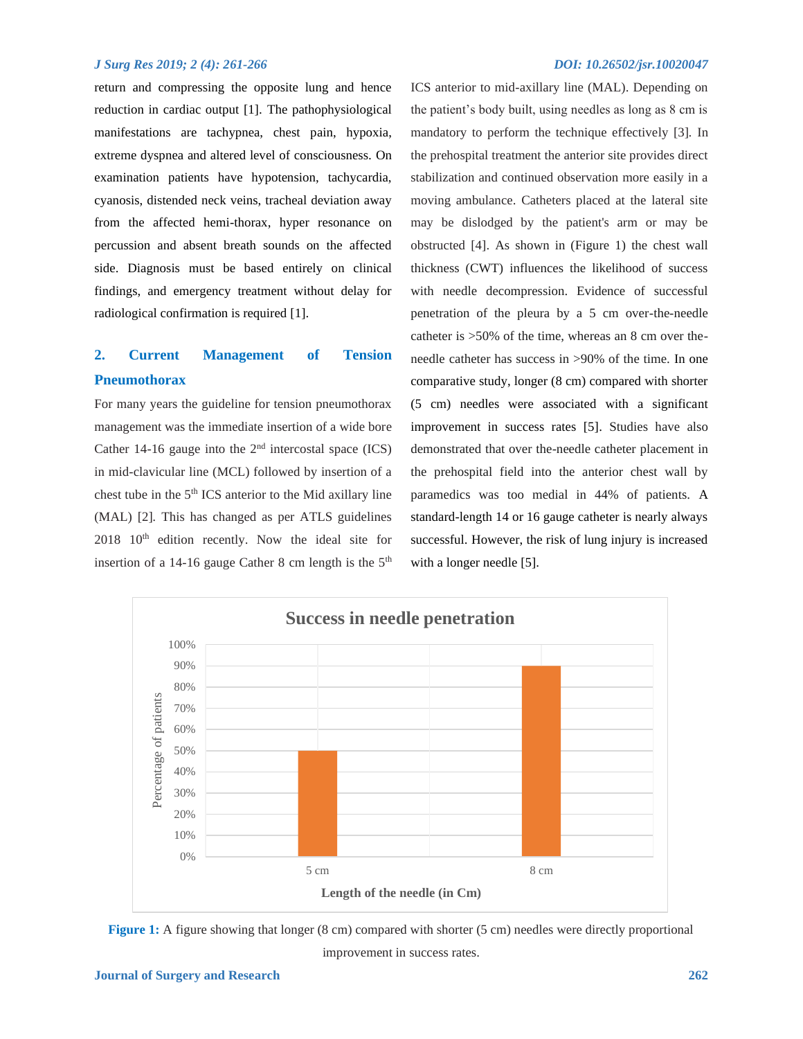return and compressing the opposite lung and hence reduction in cardiac output [1]. The pathophysiological manifestations are tachypnea, chest pain, hypoxia, extreme dyspnea and altered level of consciousness. On examination patients have hypotension, tachycardia, cyanosis, distended neck veins, tracheal deviation away from the affected hemi-thorax, hyper resonance on percussion and absent breath sounds on the affected side. Diagnosis must be based entirely on clinical findings, and emergency treatment without delay for radiological confirmation is required [1].

## 2. Current Management of Tension Pneumothorax

For many years the guideline for tension pneumothorax management was the immediate insertion of a wide bore Cather 14-16 gauge into the 2nd intercostal space (ICS) in mid-clavicular line (MCL) followed by insertion of a chest tube in the 5th ICS anterior to the Mid axillary line (MAL) [2]. This has changed as per ATLS guidelines 2018 10th edition recently. Now the ideal site for insertion of a 14-16 gauge Cather 8 cm length is the 5th ICS anterior to mid-axillary line (MAL). Depending on the patient's body built, using needles as long as 8 cm is mandatory to perform the technique effectively [3]. In the prehospital treatment the anterior site provides direct stabilization and continued observation more easily in a moving ambulance. Catheters placed at the lateral site may be dislodged by the patient's arm or may be obstructed [4]. As shown in (Figure 1) the chest wall thickness (CWT) influences the likelihood of success with needle decompression. Evidence of successful penetration of the pleura by a 5 cm over-the-needle catheter is >50% of the time, whereas an 8 cm over the-needle catheter has success in >90% of the time. In one comparative study, longer (8 cm) compared with shorter (5 cm) needles were associated with a significant improvement in success rates [5]. Studies have also demonstrated that over the-needle catheter placement in the prehospital field into the anterior chest wall by paramedics was too medial in 44% of patients. A standard-length 14 or 16 gauge catheter is nearly always successful. However, the risk of lung injury is increased with a longer needle [5].

**Success in needle penetration**

| Length of the needle (in Cm) | Percentage of patients |
|---|---|
| 5 cm | 50% |
| 8 cm | 90% |

**Figure 1:** A figure showing that longer (8 cm) compared with shorter (5 cm) needles were directly proportional improvement in success rates.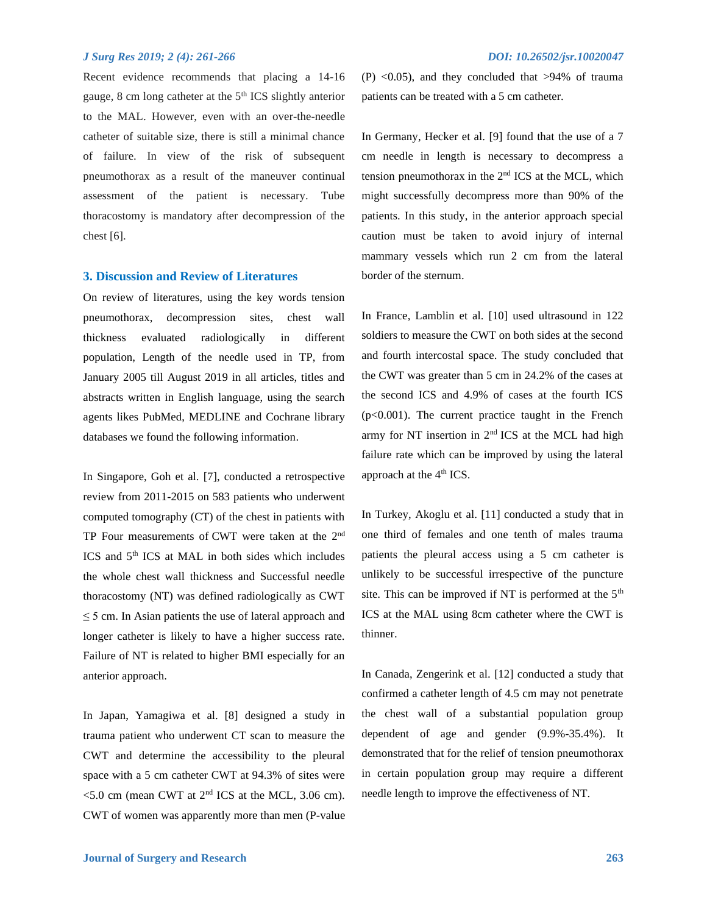Recent evidence recommends that placing a 14-16 gauge, 8 cm long catheter at the 5th ICS slightly anterior to the MAL. However, even with an over-the-needle catheter of suitable size, there is still a minimal chance of failure. In view of the risk of subsequent pneumothorax as a result of the maneuver continual assessment of the patient is necessary. Tube thoracostomy is mandatory after decompression of the chest [6].

## 3. Discussion and Review of Literatures

On review of literatures, using the key words tension pneumothorax, decompression sites, chest wall thickness evaluated radiologically in different population, Length of the needle used in TP, from January 2005 till August 2019 in all articles, titles and abstracts written in English language, using the search agents likes PubMed, MEDLINE and Cochrane library databases we found the following information.

In Singapore, Goh et al. [7], conducted a retrospective review from 2011-2015 on 583 patients who underwent computed tomography (CT) of the chest in patients with TP Four measurements of CWT were taken at the 2nd ICS and 5th ICS at MAL in both sides which includes the whole chest wall thickness and Successful needle thoracostomy (NT) was defined radiologically as CWT $\leq$ 5 cm. In Asian patients the use of lateral approach and longer catheter is likely to have a higher success rate. Failure of NT is related to higher BMI especially for an anterior approach.

In Japan, Yamagiwa et al. [8] designed a study in trauma patient who underwent CT scan to measure the CWT and determine the accessibility to the pleural space with a 5 cm catheter CWT at 94.3% of sites were <5.0 cm (mean CWT at 2nd ICS at the MCL, 3.06 cm). CWT of women was apparently more than men (P-value (P) <0.05), and they concluded that >94% of trauma patients can be treated with a 5 cm catheter.

In Germany, Hecker et al. [9] found that the use of a 7 cm needle in length is necessary to decompress a tension pneumothorax in the 2nd ICS at the MCL, which might successfully decompress more than 90% of the patients. In this study, in the anterior approach special caution must be taken to avoid injury of internal mammary vessels which run 2 cm from the lateral border of the sternum.

In France, Lamblin et al. [10] used ultrasound in 122 soldiers to measure the CWT on both sides at the second and fourth intercostal space. The study concluded that the CWT was greater than 5 cm in 24.2% of the cases at the second ICS and 4.9% of cases at the fourth ICS ($p<0.001$). The current practice taught in the French army for NT insertion in 2nd ICS at the MCL had high failure rate which can be improved by using the lateral approach at the 4th ICS.

In Turkey, Akoglu et al. [11] conducted a study that in one third of females and one tenth of males trauma patients the pleural access using a 5 cm catheter is unlikely to be successful irrespective of the puncture site. This can be improved if NT is performed at the 5th ICS at the MAL using 8cm catheter where the CWT is thinner.

In Canada, Zengerink et al. [12] conducted a study that confirmed a catheter length of 4.5 cm may not penetrate the chest wall of a substantial population group dependent of age and gender (9.9%-35.4%). It demonstrated that for the relief of tension pneumothorax in certain population group may require a different needle length to improve the effectiveness of NT.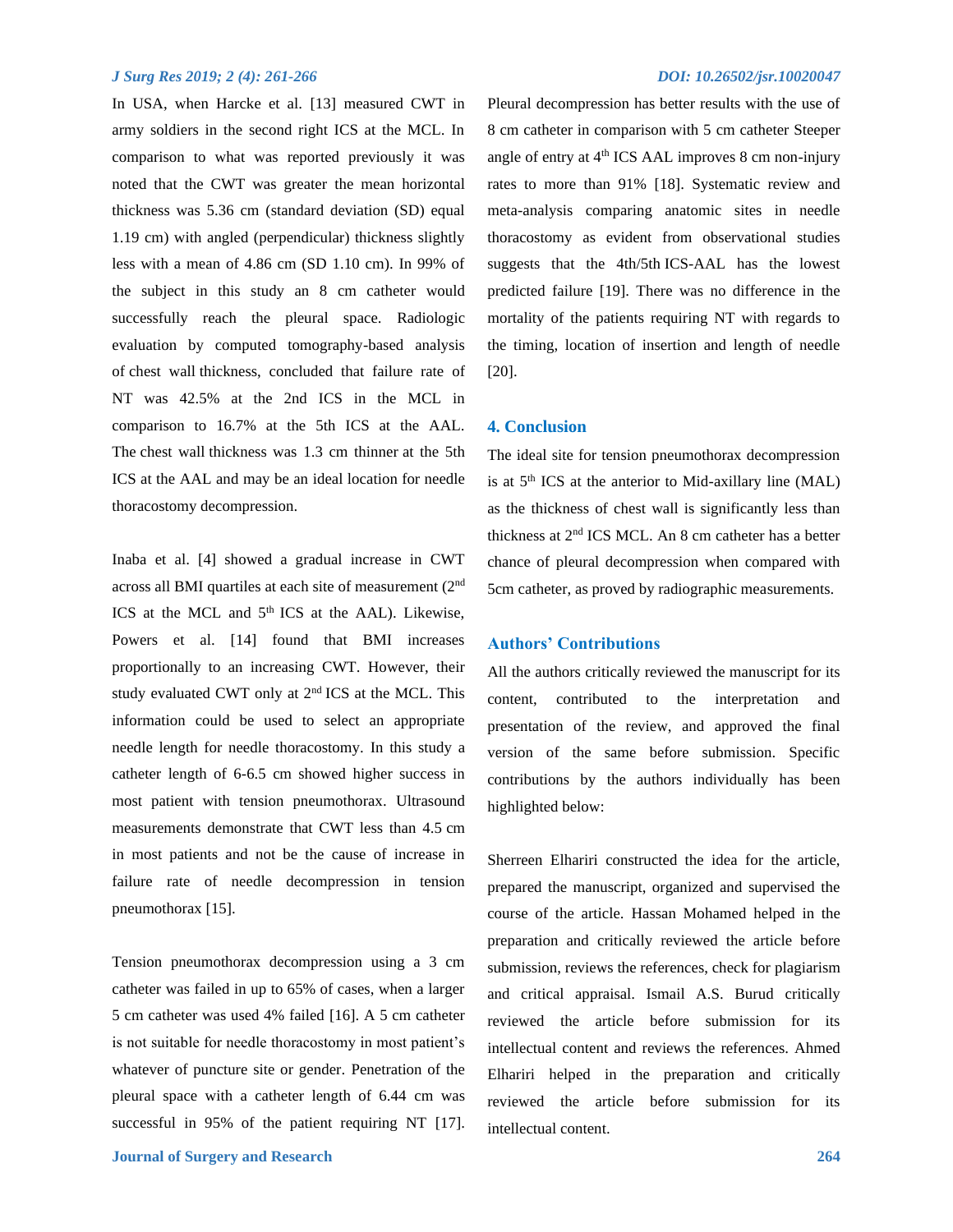In USA, when Harcke et al. [13] measured CWT in army soldiers in the second right ICS at the MCL. In comparison to what was reported previously it was noted that the CWT was greater the mean horizontal thickness was 5.36 cm (standard deviation (SD) equal 1.19 cm) with angled (perpendicular) thickness slightly less with a mean of 4.86 cm (SD 1.10 cm). In 99% of the subject in this study an 8 cm catheter would successfully reach the pleural space. Radiologic evaluation by computed tomography-based analysis of chest wall thickness, concluded that failure rate of NT was 42.5% at the 2nd ICS in the MCL in comparison to 16.7% at the 5th ICS at the AAL. The chest wall thickness was 1.3 cm thinner at the 5th ICS at the AAL and may be an ideal location for needle thoracostomy decompression.

Inaba et al. [4] showed a gradual increase in CWT across all BMI quartiles at each site of measurement (2nd ICS at the MCL and 5th ICS at the AAL). Likewise, Powers et al. [14] found that BMI increases proportionally to an increasing CWT. However, their study evaluated CWT only at 2nd ICS at the MCL. This information could be used to select an appropriate needle length for needle thoracostomy. In this study a catheter length of 6-6.5 cm showed higher success in most patient with tension pneumothorax. Ultrasound measurements demonstrate that CWT less than 4.5 cm in most patients and not be the cause of increase in failure rate of needle decompression in tension pneumothorax [15].

Tension pneumothorax decompression using a 3 cm catheter was failed in up to 65% of cases, when a larger 5 cm catheter was used 4% failed [16]. A 5 cm catheter is not suitable for needle thoracostomy in most patient's whatever of puncture site or gender. Penetration of the pleural space with a catheter length of 6.44 cm was successful in 95% of the patient requiring NT [17]. Pleural decompression has better results with the use of 8 cm catheter in comparison with 5 cm catheter Steeper angle of entry at 4th ICS AAL improves 8 cm non-injury rates to more than 91% [18]. Systematic review and meta-analysis comparing anatomic sites in needle thoracostomy as evident from observational studies suggests that the 4th/5th ICS-AAL has the lowest predicted failure [19]. There was no difference in the mortality of the patients requiring NT with regards to the timing, location of insertion and length of needle [20].

## 4. Conclusion

The ideal site for tension pneumothorax decompression is at 5th ICS at the anterior to Mid-axillary line (MAL) as the thickness of chest wall is significantly less than thickness at 2nd ICS MCL. An 8 cm catheter has a better chance of pleural decompression when compared with 5cm catheter, as proved by radiographic measurements.

## Authors' Contributions

All the authors critically reviewed the manuscript for its content, contributed to the interpretation and presentation of the review, and approved the final version of the same before submission. Specific contributions by the authors individually has been highlighted below:

Sherreen Elhariri constructed the idea for the article, prepared the manuscript, organized and supervised the course of the article. Hassan Mohamed helped in the preparation and critically reviewed the article before submission, reviews the references, check for plagiarism and critical appraisal. Ismail A.S. Burud critically reviewed the article before submission for its intellectual content and reviews the references. Ahmed Elhariri helped in the preparation and critically reviewed the article before submission for its intellectual content.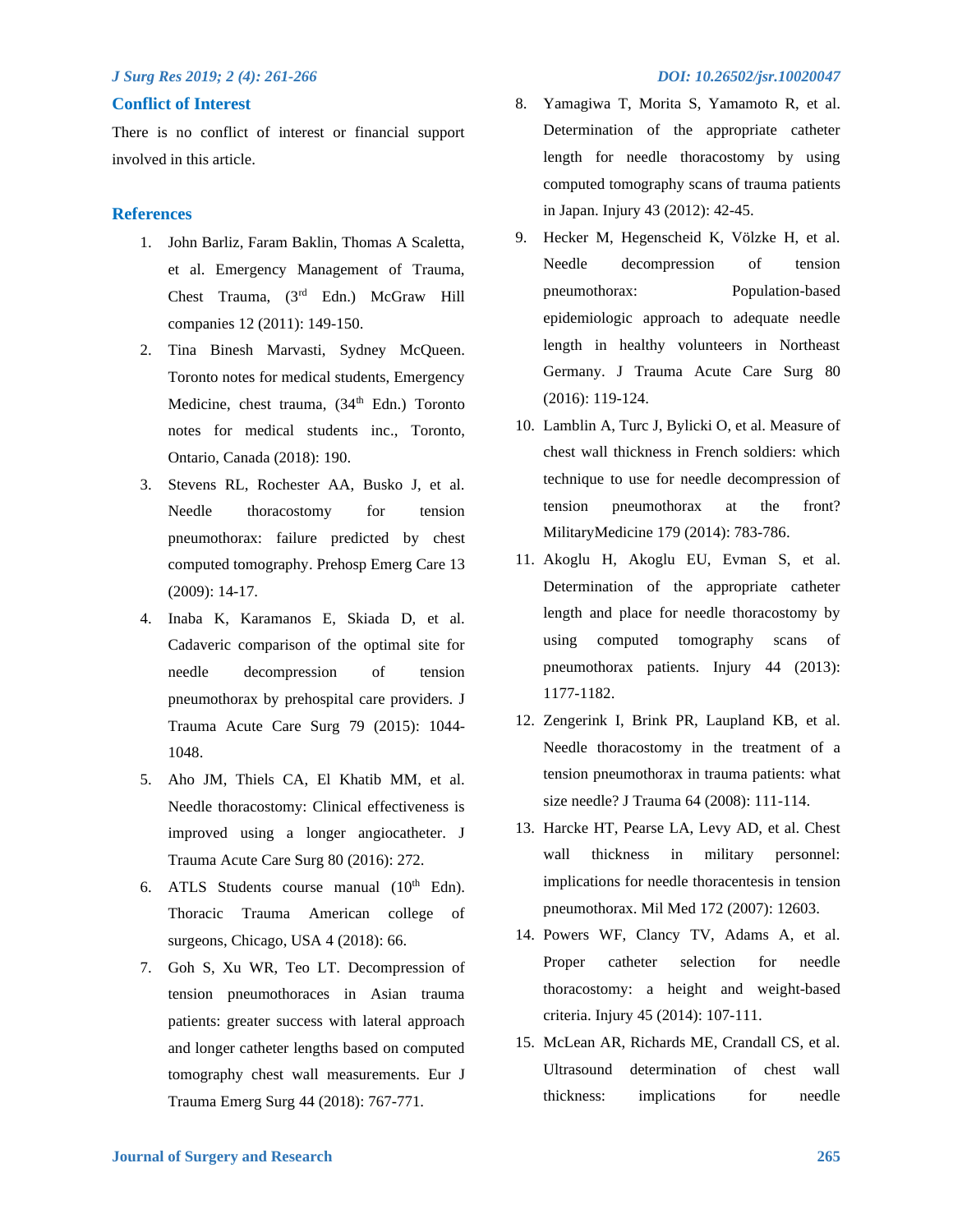## Conflict of Interest

There is no conflict of interest or financial support involved in this article.

## References

1. John Barliz, Faram Baklin, Thomas A Scaletta, et al. Emergency Management of Trauma, Chest Trauma, (3rd Edn.) McGraw Hill companies 12 (2011): 149-150.
2. Tina Binesh Marvasti, Sydney McQueen. Toronto notes for medical students, Emergency Medicine, chest trauma, (34th Edn.) Toronto notes for medical students inc., Toronto, Ontario, Canada (2018): 190.
3. Stevens RL, Rochester AA, Busko J, et al. Needle thoracostomy for tension pneumothorax: failure predicted by chest computed tomography. Prehosp Emerg Care 13 (2009): 14-17.
4. Inaba K, Karamanos E, Skiada D, et al. Cadaveric comparison of the optimal site for needle decompression of tension pneumothorax by prehospital care providers. J Trauma Acute Care Surg 79 (2015): 1044-1048.
5. Aho JM, Thiels CA, El Khatib MM, et al. Needle thoracostomy: Clinical effectiveness is improved using a longer angiocatheter. J Trauma Acute Care Surg 80 (2016): 272.
6. ATLS Students course manual (10th Edn). Thoracic Trauma American college of surgeons, Chicago, USA 4 (2018): 66.
7. Goh S, Xu WR, Teo LT. Decompression of tension pneumothoraces in Asian trauma patients: greater success with lateral approach and longer catheter lengths based on computed tomography chest wall measurements. Eur J Trauma Emerg Surg 44 (2018): 767-771.
8. Yamagiwa T, Morita S, Yamamoto R, et al. Determination of the appropriate catheter length for needle thoracostomy by using computed tomography scans of trauma patients in Japan. Injury 43 (2012): 42-45.
9. Hecker M, Hegenscheid K, Völzke H, et al. Needle decompression of tension pneumothorax: Population-based epidemiologic approach to adequate needle length in healthy volunteers in Northeast Germany. J Trauma Acute Care Surg 80 (2016): 119-124.
10. Lamblin A, Turc J, Bylicki O, et al. Measure of chest wall thickness in French soldiers: which technique to use for needle decompression of tension pneumothorax at the front? MilitaryMedicine 179 (2014): 783-786.
11. Akoglu H, Akoglu EU, Evman S, et al. Determination of the appropriate catheter length and place for needle thoracostomy by using computed tomography scans of pneumothorax patients. Injury 44 (2013): 1177-1182.
12. Zengerink I, Brink PR, Laupland KB, et al. Needle thoracostomy in the treatment of a tension pneumothorax in trauma patients: what size needle? J Trauma 64 (2008): 111-114.
13. Harcke HT, Pearse LA, Levy AD, et al. Chest wall thickness in military personnel: implications for needle thoracentesis in tension pneumothorax. Mil Med 172 (2007): 12603.
14. Powers WF, Clancy TV, Adams A, et al. Proper catheter selection for needle thoracostomy: a height and weight-based criteria. Injury 45 (2014): 107-111.
15. McLean AR, Richards ME, Crandall CS, et al. Ultrasound determination of chest wall thickness: implications for needle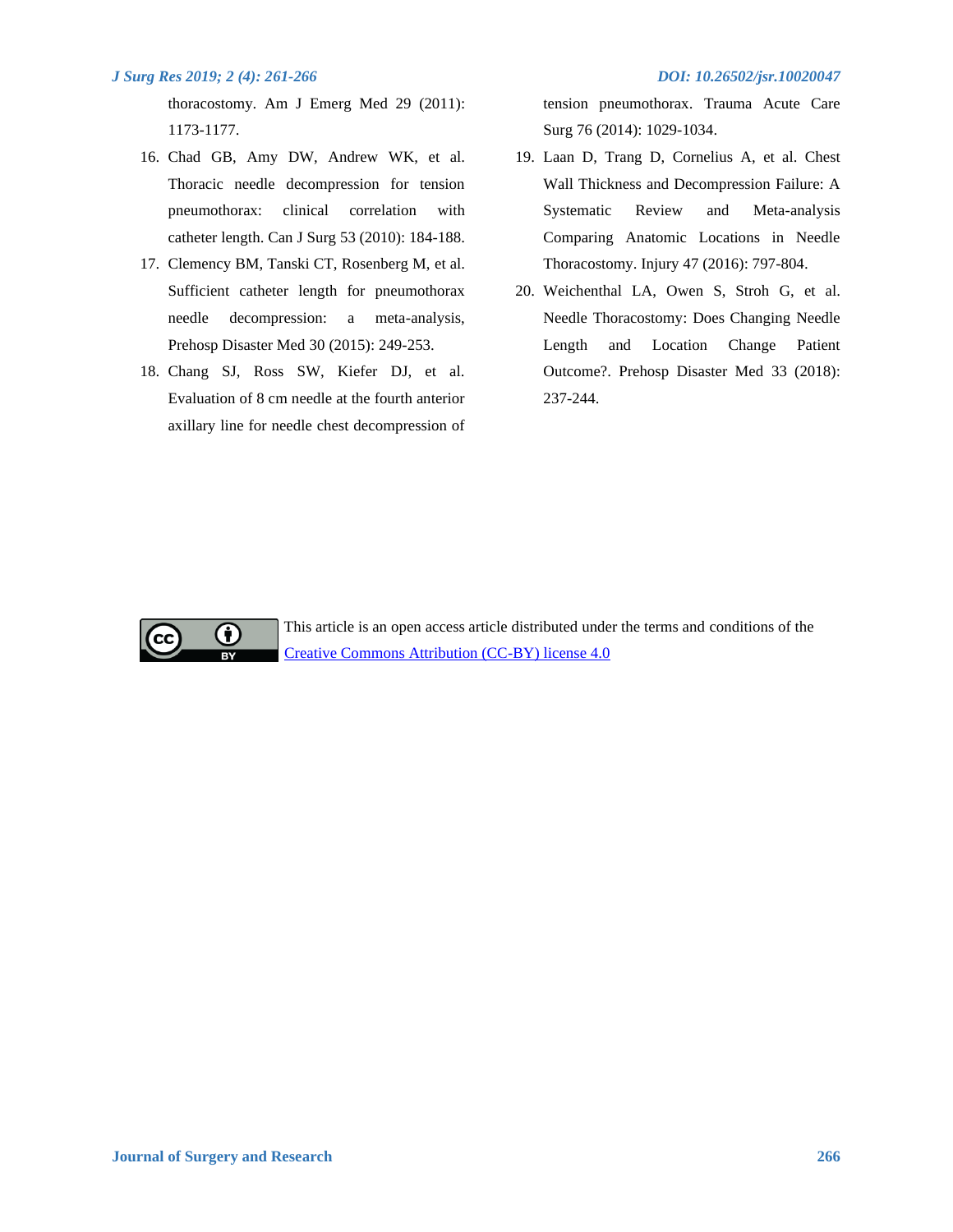thoracostomy. Am J Emerg Med 29 (2011): 1173-1177.

16. Chad GB, Amy DW, Andrew WK, et al. Thoracic needle decompression for tension pneumothorax: clinical correlation with catheter length. Can J Surg 53 (2010): 184-188.
17. Clemency BM, Tanski CT, Rosenberg M, et al. Sufficient catheter length for pneumothorax needle decompression: a meta-analysis, Prehosp Disaster Med 30 (2015): 249-253.
18. Chang SJ, Ross SW, Kiefer DJ, et al. Evaluation of 8 cm needle at the fourth anterior axillary line for needle chest decompression of tension pneumothorax. Trauma Acute Care Surg 76 (2014): 1029-1034.
19. Laan D, Trang D, Cornelius A, et al. Chest Wall Thickness and Decompression Failure: A Systematic Review and Meta-analysis Comparing Anatomic Locations in Needle Thoracostomy. Injury 47 (2016): 797-804.
20. Weichenthal LA, Owen S, Stroh G, et al. Needle Thoracostomy: Does Changing Needle Length and Location Change Patient Outcome?. Prehosp Disaster Med 33 (2018): 237-244.

This article is an open access article distributed under the terms and conditions of the [Creative Commons Attribution (CC-BY) license 4.0](https://creativecommons.org/licenses/by/4.0/)